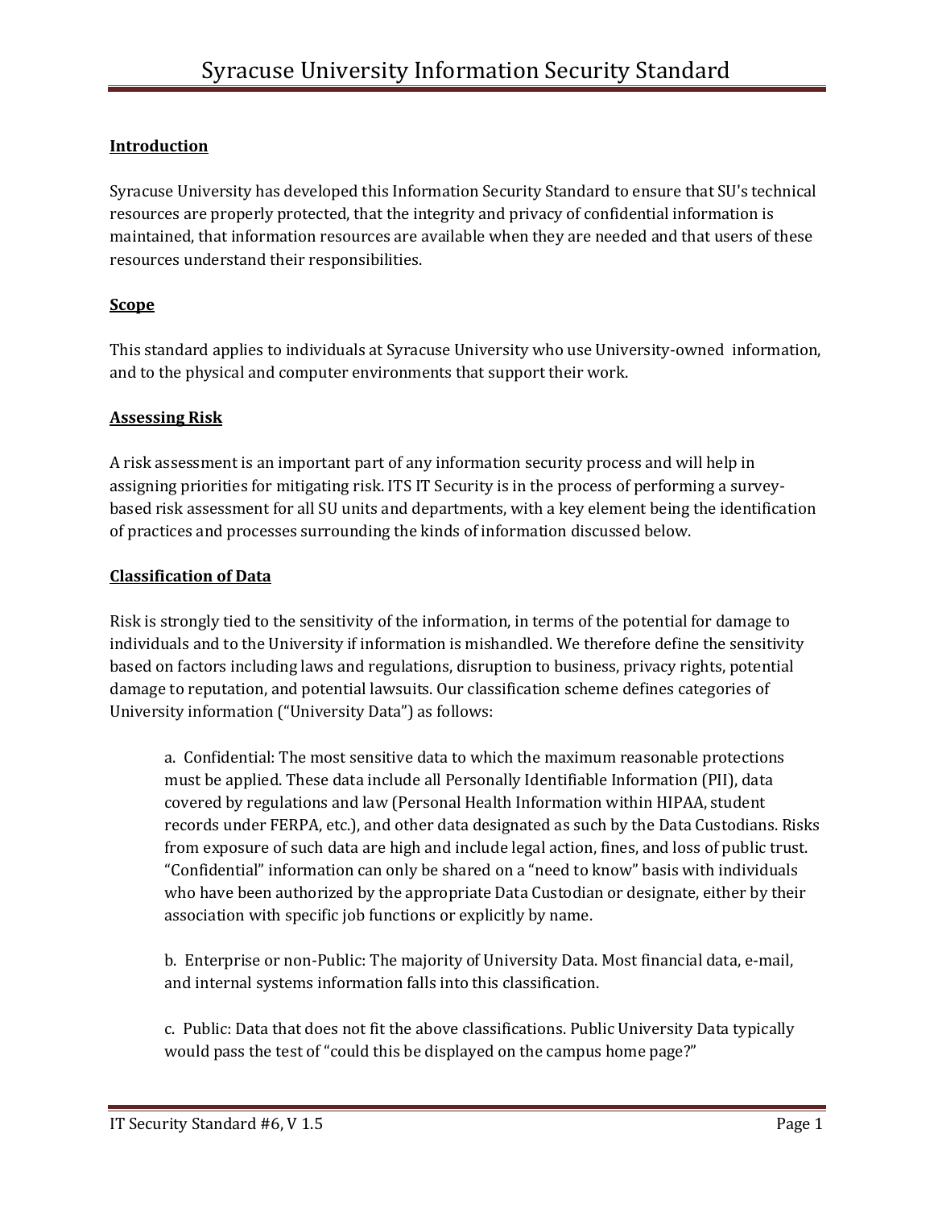# Syracuse University Information Security Standard

## Introduction

Syracuse University has developed this Information Security Standard to ensure that SU's technical resources are properly protected, that the integrity and privacy of confidential information is maintained, that information resources are available when they are needed and that users of these resources understand their responsibilities.

## Scope

This standard applies to individuals at Syracuse University who use University-owned information, and to the physical and computer environments that support their work.

## Assessing Risk

A risk assessment is an important part of any information security process and will help in assigning priorities for mitigating risk. ITS IT Security is in the process of performing a survey-based risk assessment for all SU units and departments, with a key element being the identification of practices and processes surrounding the kinds of information discussed below.

## Classification of Data

Risk is strongly tied to the sensitivity of the information, in terms of the potential for damage to individuals and to the University if information is mishandled. We therefore define the sensitivity based on factors including laws and regulations, disruption to business, privacy rights, potential damage to reputation, and potential lawsuits. Our classification scheme defines categories of University information ("University Data") as follows:

a. Confidential: The most sensitive data to which the maximum reasonable protections must be applied. These data include all Personally Identifiable Information (PII), data covered by regulations and law (Personal Health Information within HIPAA, student records under FERPA, etc.), and other data designated as such by the Data Custodians. Risks from exposure of such data are high and include legal action, fines, and loss of public trust. "Confidential" information can only be shared on a "need to know" basis with individuals who have been authorized by the appropriate Data Custodian or designate, either by their association with specific job functions or explicitly by name.

b. Enterprise or non-Public: The majority of University Data. Most financial data, e-mail, and internal systems information falls into this classification.

c. Public: Data that does not fit the above classifications. Public University Data typically would pass the test of "could this be displayed on the campus home page?"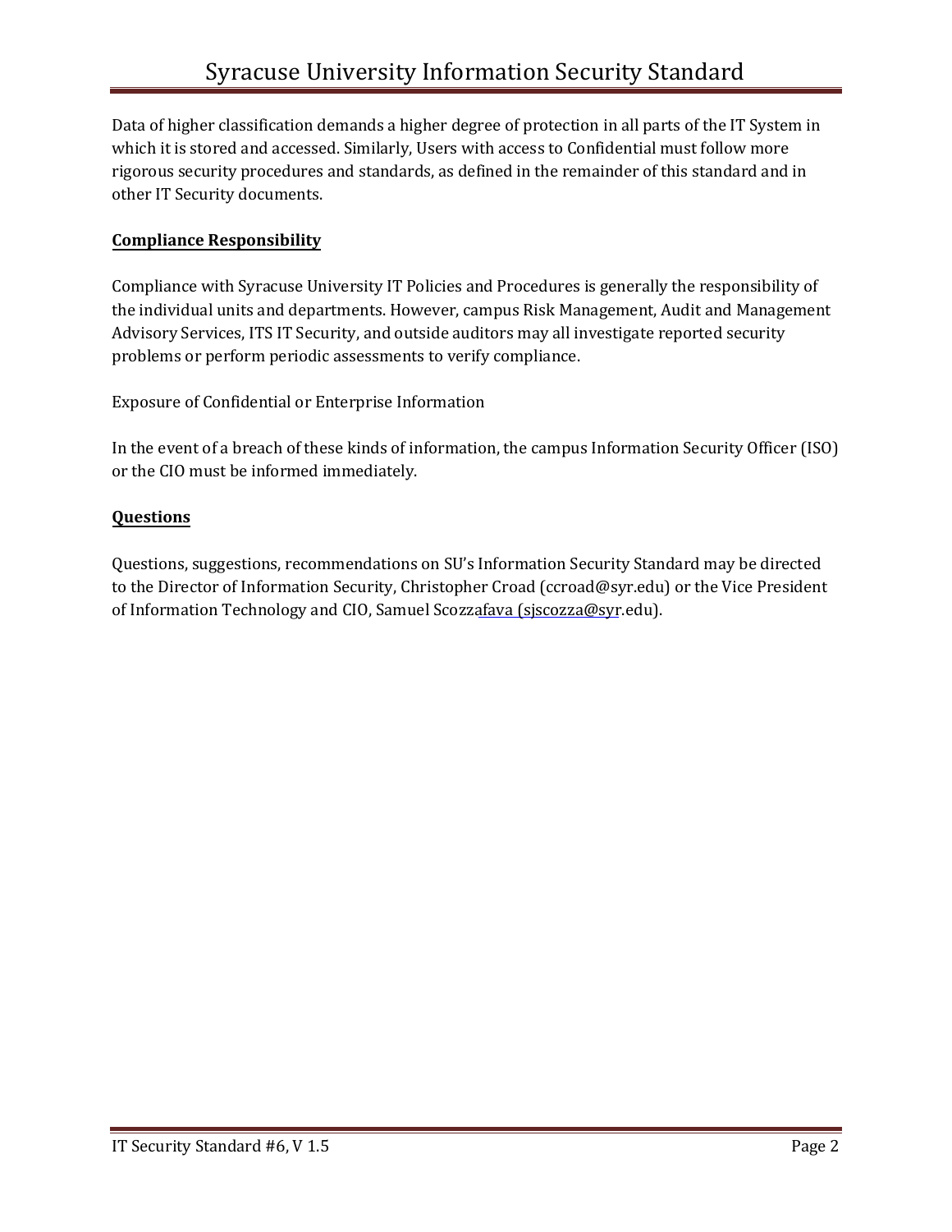Data of higher classification demands a higher degree of protection in all parts of the IT System in which it is stored and accessed. Similarly, Users with access to Confidential must follow more rigorous security procedures and standards, as defined in the remainder of this standard and in other IT Security documents.

**Compliance Responsibility**

Compliance with Syracuse University IT Policies and Procedures is generally the responsibility of the individual units and departments. However, campus Risk Management, Audit and Management Advisory Services, ITS IT Security, and outside auditors may all investigate reported security problems or perform periodic assessments to verify compliance.

Exposure of Confidential or Enterprise Information

In the event of a breach of these kinds of information, the campus Information Security Officer (ISO) or the CIO must be informed immediately.

**Questions**

Questions, suggestions, recommendations on SU's Information Security Standard may be directed to the Director of Information Security, Christopher Croad (ccroad@syr.edu) or the Vice President of Information Technology and CIO, Samuel Scozzafava (sjscozza@syr.edu).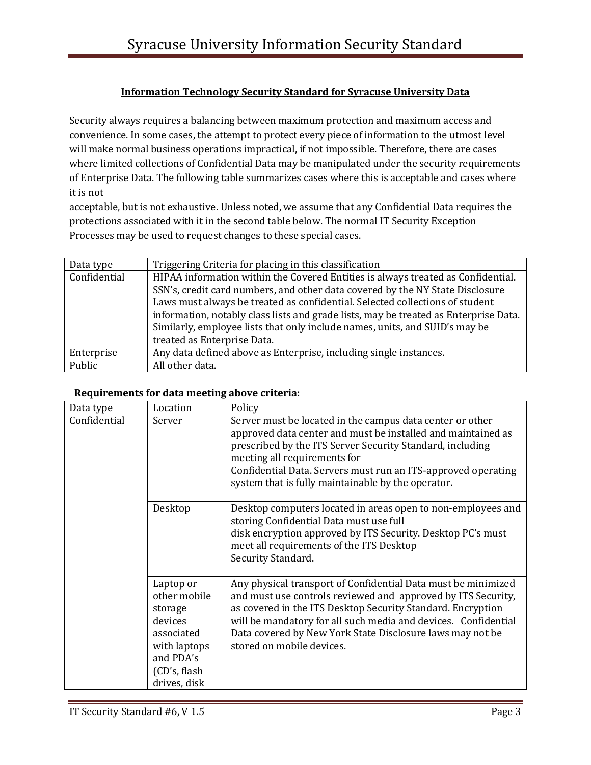**Information Technology Security Standard for Syracuse University Data**

Security always requires a balancing between maximum protection and maximum access and convenience. In some cases, the attempt to protect every piece of information to the utmost level will make normal business operations impractical, if not impossible. Therefore, there are cases where limited collections of Confidential Data may be manipulated under the security requirements of Enterprise Data. The following table summarizes cases where this is acceptable and cases where it is not acceptable, but is not exhaustive. Unless noted, we assume that any Confidential Data requires the protections associated with it in the second table below. The normal IT Security Exception Processes may be used to request changes to these special cases.

| Data type | Triggering Criteria for placing in this classification |
|---|---|
| Confidential | HIPAA information within the Covered Entities is always treated as Confidential. SSN's, credit card numbers, and other data covered by the NY State Disclosure Laws must always be treated as confidential. Selected collections of student information, notably class lists and grade lists, may be treated as Enterprise Data. Similarly, employee lists that only include names, units, and SUID's may be treated as Enterprise Data. |
| Enterprise | Any data defined above as Enterprise, including single instances. |
| Public | All other data. |

**Requirements for data meeting above criteria:**

| Data type | Location | Policy |
|---|---|---|
| Confidential | Server | Server must be located in the campus data center or other approved data center and must be installed and maintained as prescribed by the ITS Server Security Standard, including meeting all requirements for Confidential Data. Servers must run an ITS-approved operating system that is fully maintainable by the operator. |
| | Desktop | Desktop computers located in areas open to non-employees and storing Confidential Data must use full disk encryption approved by ITS Security. Desktop PC's must meet all requirements of the ITS Desktop Security Standard. |
| | Laptop or other mobile storage devices associated with laptops and PDA's (CD's, flash drives, disk | Any physical transport of Confidential Data must be minimized and must use controls reviewed and approved by ITS Security, as covered in the ITS Desktop Security Standard. Encryption will be mandatory for all such media and devices. Confidential Data covered by New York State Disclosure laws may not be stored on mobile devices. |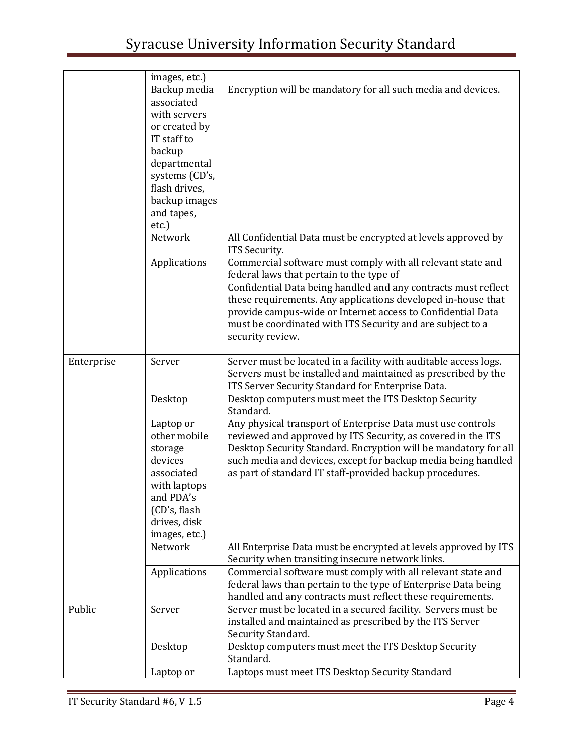| | | |
|---|---|---|
| | images, etc.) | |
| | Backup media associated with servers or created by IT staff to backup departmental systems (CD's, flash drives, backup images and tapes, etc.) | Encryption will be mandatory for all such media and devices. |
| | Network | All Confidential Data must be encrypted at levels approved by ITS Security. |
| | Applications | Commercial software must comply with all relevant state and federal laws that pertain to the type of Confidential Data being handled and any contracts must reflect these requirements. Any applications developed in-house that provide campus-wide or Internet access to Confidential Data must be coordinated with ITS Security and are subject to a security review. |
| Enterprise | Server | Server must be located in a facility with auditable access logs. Servers must be installed and maintained as prescribed by the ITS Server Security Standard for Enterprise Data. |
| | Desktop | Desktop computers must meet the ITS Desktop Security Standard. |
| | Laptop or other mobile storage devices associated with laptops and PDA's (CD's, flash drives, disk images, etc.) | Any physical transport of Enterprise Data must use controls reviewed and approved by ITS Security, as covered in the ITS Desktop Security Standard. Encryption will be mandatory for all such media and devices, except for backup media being handled as part of standard IT staff-provided backup procedures. |
| | Network | All Enterprise Data must be encrypted at levels approved by ITS Security when transiting insecure network links. |
| | Applications | Commercial software must comply with all relevant state and federal laws than pertain to the type of Enterprise Data being handled and any contracts must reflect these requirements. |
| Public | Server | Server must be located in a secured facility. Servers must be installed and maintained as prescribed by the ITS Server Security Standard. |
| | Desktop | Desktop computers must meet the ITS Desktop Security Standard. |
| | Laptop or | Laptops must meet ITS Desktop Security Standard |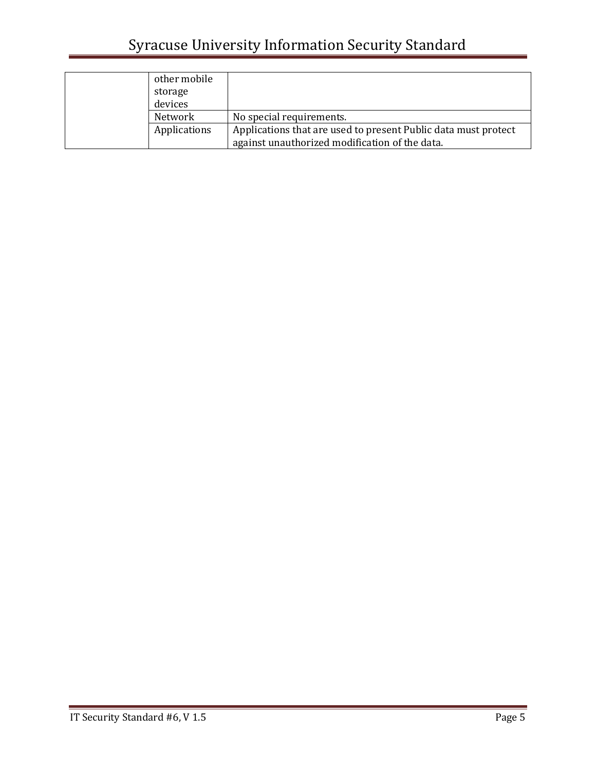| | | |
|---|---|---|
| | other mobile storage devices | |
| | Network | No special requirements. |
| | Applications | Applications that are used to present Public data must protect against unauthorized modification of the data. |